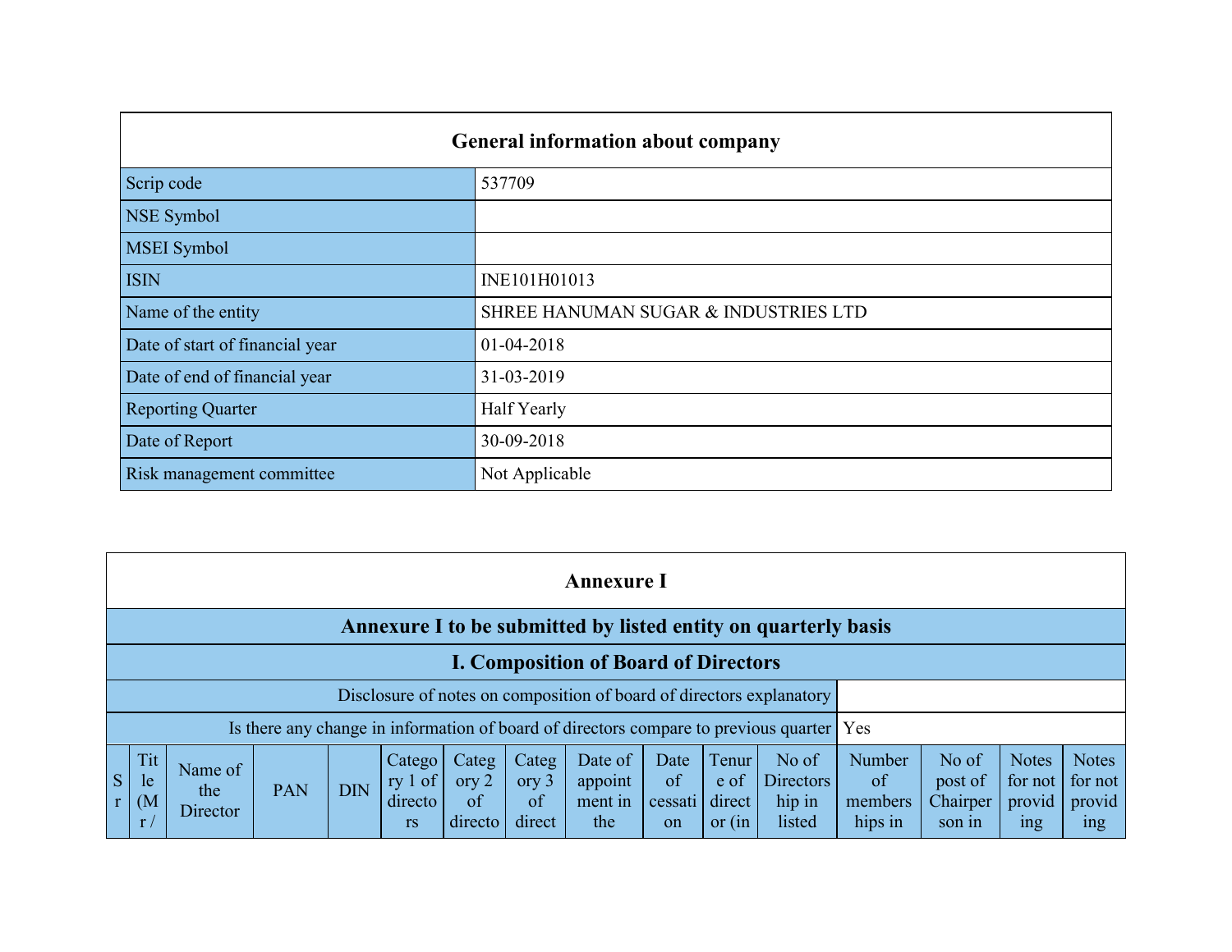## General information about company

| | |
|---|---|
| Scrip code | 537709 |
| NSE Symbol | |
| MSEI Symbol | |
| ISIN | INE101H01013 |
| Name of the entity | SHREE HANUMAN SUGAR & INDUSTRIES LTD |
| Date of start of financial year | 01-04-2018 |
| Date of end of financial year | 31-03-2019 |
| Reporting Quarter | Half Yearly |
| Date of Report | 30-09-2018 |
| Risk management committee | Not Applicable |

## Annexure I

### Annexure I to be submitted by listed entity on quarterly basis

### I. Composition of Board of Directors

| | |
|---|---|
| Disclosure of notes on composition of board of directors explanatory | |
| Is there any change in information of board of directors compare to previous quarter | Yes |

| Sr | Title (Mr / | Name of the Director | PAN | DIN | Category 1 of directors | Category 2 of directo | Category 3 of direct | Date of appointment in the | Date of cessation | Tenure of director (in | No of Directorship in listed | Number of memberships in | No of post of Chairperson in | Notes for not providing | Notes for not providing |
|---|---|---|---|---|---|---|---|---|---|---|---|---|---|---|---|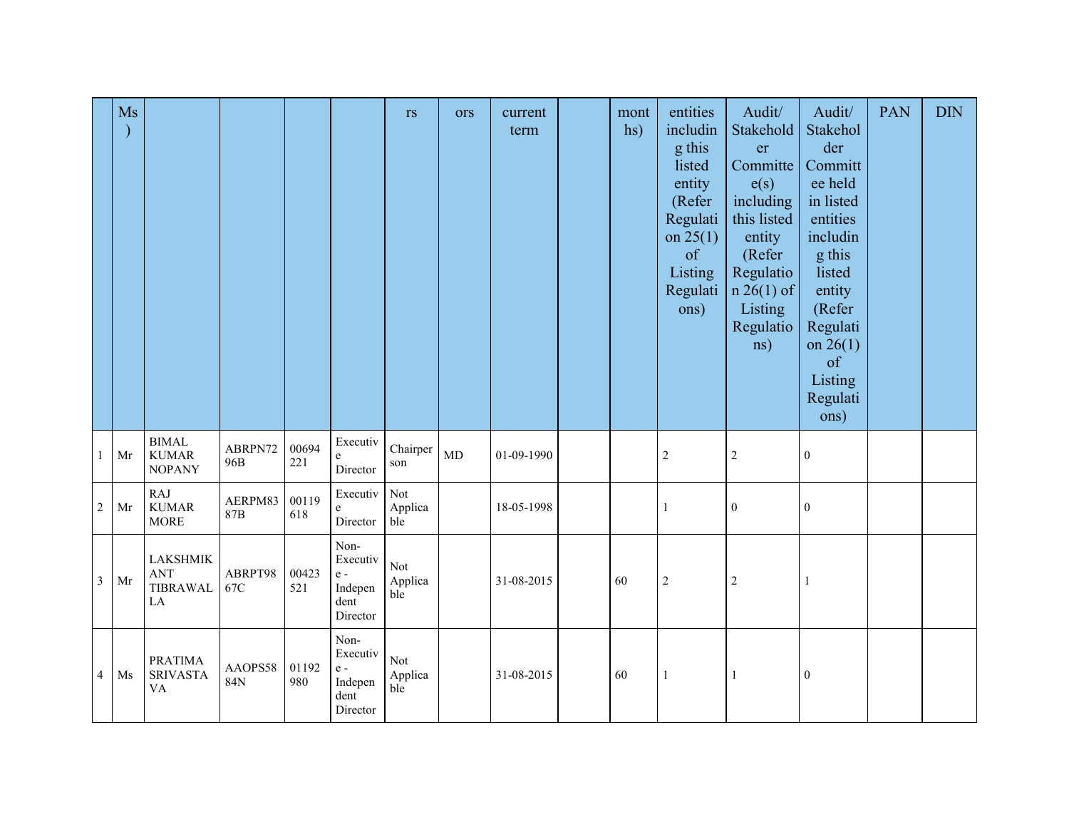| | Ms) | | | | | rs | ors | current term | | months) | entities including this listed entity (Refer Regulation 25(1) of Listing Regulations) | Audit/ Stakeholder Committee(s) including this listed entity (Refer Regulation 26(1) of Listing Regulations) | Audit/ Stakeholder Committee held in listed entities including this listed entity (Refer Regulation 26(1) of Listing Regulations) | PAN | DIN |
|---|---|---|---|---|---|---|---|---|---|---|---|---|---|---|---|
| 1 | Mr | BIMAL KUMAR NOPANY | ABRPN7296B | 00694221 | Executive Director | Chairperson | MD | 01-09-1990 | | | 2 | 2 | 0 | | |
| 2 | Mr | RAJ KUMAR MORE | AERPM8387B | 00119618 | Executive Director | Not Applicable | | 18-05-1998 | | | 1 | 0 | 0 | | |
| 3 | Mr | LAKSHMIKANT TIBRAWALA | ABRPT9867C | 00423521 | Non-Executive - Independent Director | Not Applicable | | 31-08-2015 | | 60 | 2 | 2 | 1 | | |
| 4 | Ms | PRATIMA SRIVASTAVA | AAOPS5884N | 01192980 | Non-Executive - Independent Director | Not Applicable | | 31-08-2015 | | 60 | 1 | 1 | 0 | | |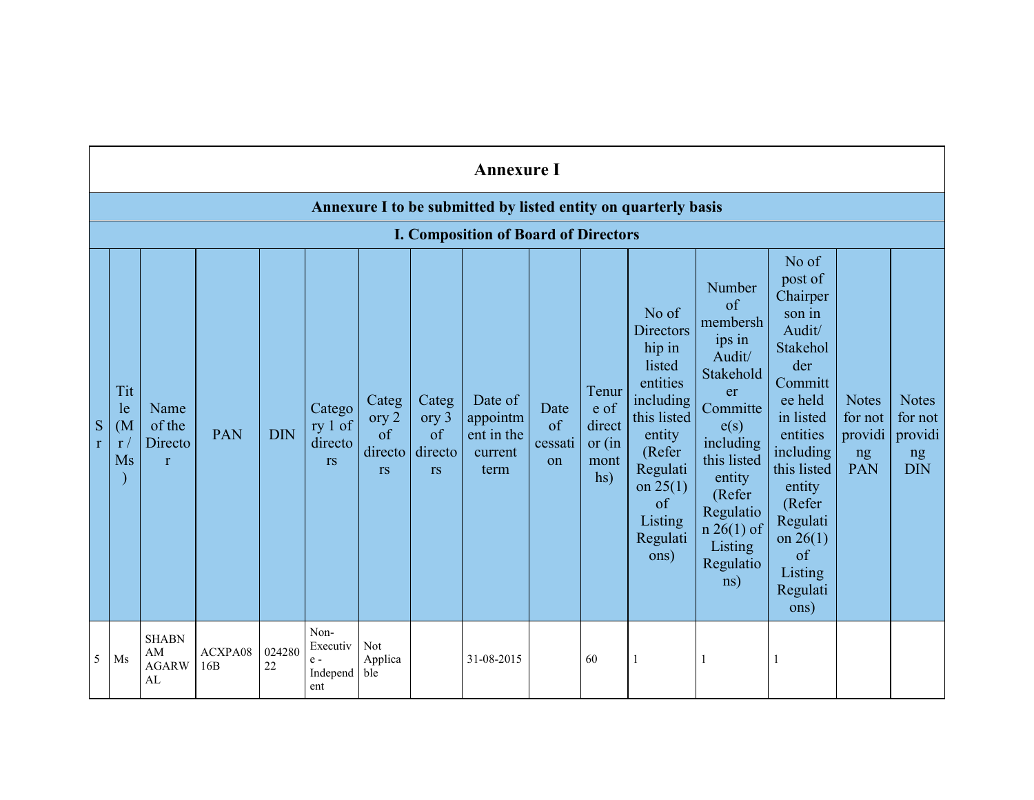# Annexure I

## Annexure I to be submitted by listed entity on quarterly basis

### I. Composition of Board of Directors

| Sr | Title (Mr / Ms) | Name of the Director | PAN | DIN | Category 1 of directors | Category 2 of directors | Category 3 of directors | Date of appointment in the current term | Date of cessation | Tenure of director (in months) | No of Directorship in listed entities including this listed entity (Refer Regulation 25(1) of Listing Regulations) | Number of memberships in Audit/ Stakeholder Committee(s) including this listed entity (Refer Regulation 26(1) of Listing Regulations) | No of post of Chairperson in Audit/ Stakeholder Committee held in listed entities including this listed entity (Refer Regulation 26(1) of Listing Regulations) | Notes for not providing PAN | Notes for not providing DIN |
|---|---|---|---|---|---|---|---|---|---|---|---|---|---|---|---|
| 5 | Ms | SHABNAM AGARWAL | ACXPA0816B | 02428022 | Non-Executive - Independent | Not Applicable | | 31-08-2015 | | 60 | 1 | 1 | 1 | | |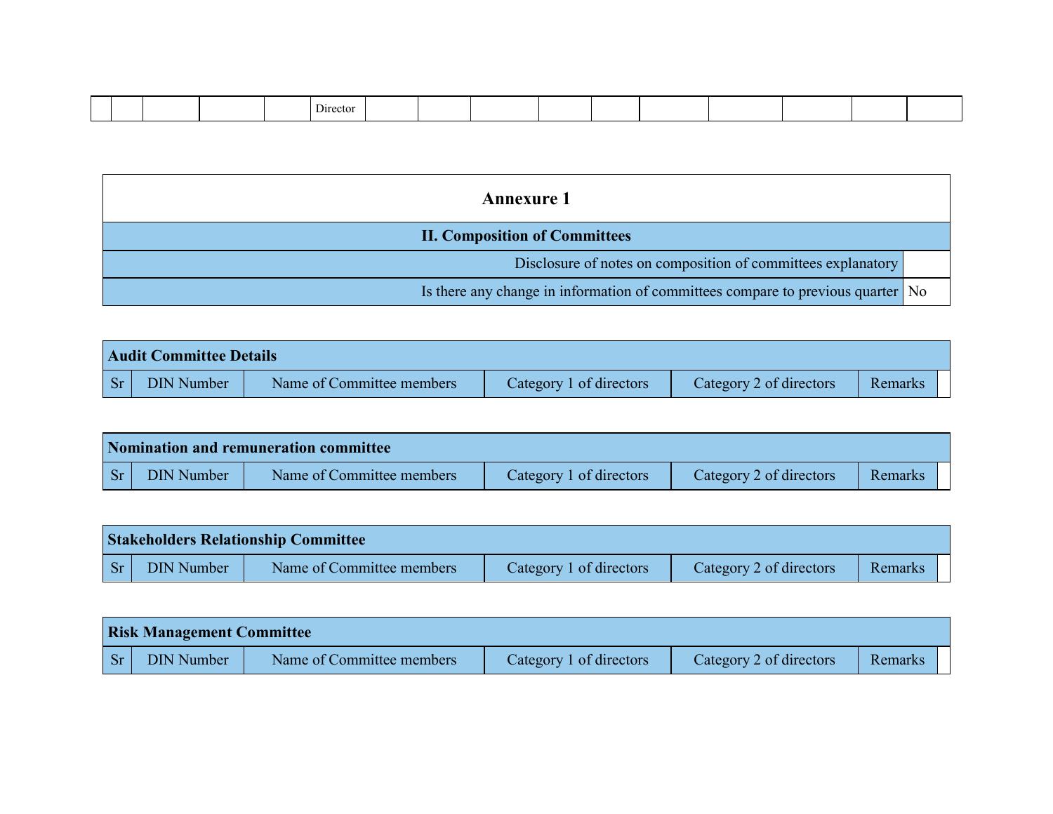| | | | | | Director | | | | | | | | | | |
|---|---|---|---|---|---|---|---|---|---|---|---|---|---|---|---|

## Annexure 1

### II. Composition of Committees

| | |
|---|---|
| Disclosure of notes on composition of committees explanatory | |
| Is there any change in information of committees compare to previous quarter | No |

**Audit Committee Details**

| Sr | DIN Number | Name of Committee members | Category 1 of directors | Category 2 of directors | Remarks |
|---|---|---|---|---|---|

**Nomination and remuneration committee**

| Sr | DIN Number | Name of Committee members | Category 1 of directors | Category 2 of directors | Remarks |
|---|---|---|---|---|---|

**Stakeholders Relationship Committee**

| Sr | DIN Number | Name of Committee members | Category 1 of directors | Category 2 of directors | Remarks |
|---|---|---|---|---|---|

**Risk Management Committee**

| Sr | DIN Number | Name of Committee members | Category 1 of directors | Category 2 of directors | Remarks |
|---|---|---|---|---|---|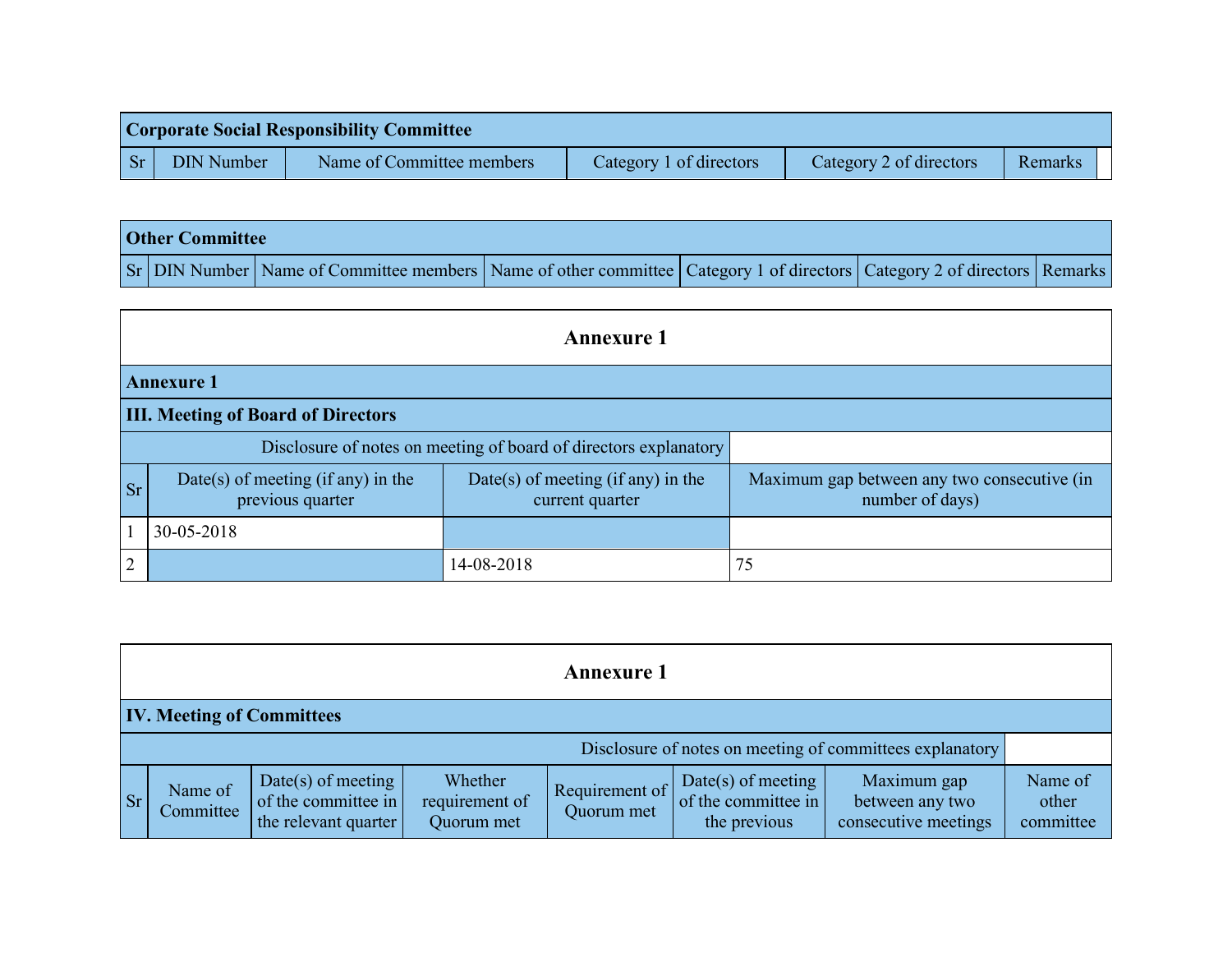| Corporate Social Responsibility Committee | | | | | |
|---|---|---|---|---|---|
| Sr | DIN Number | Name of Committee members | Category 1 of directors | Category 2 of directors | Remarks |

| Other Committee | | | | | | |
|---|---|---|---|---|---|---|
| Sr | DIN Number | Name of Committee members | Name of other committee | Category 1 of directors | Category 2 of directors | Remarks |

## Annexure 1

| Annexure 1 | | | |
|---|---|---|---|
| **III. Meeting of Board of Directors** | | | |
| Disclosure of notes on meeting of board of directors explanatory | | | |
| Sr | Date(s) of meeting (if any) in the previous quarter | Date(s) of meeting (if any) in the current quarter | Maximum gap between any two consecutive (in number of days) |
| 1 | 30-05-2018 | | |
| 2 | | 14-08-2018 | 75 |

## Annexure 1

| IV. Meeting of Committees | | | | | | | |
|---|---|---|---|---|---|---|---|
| Disclosure of notes on meeting of committees explanatory | | | | | | | |
| Sr | Name of Committee | Date(s) of meeting of the committee in the relevant quarter | Whether requirement of Quorum met | Requirement of Quorum met | Date(s) of meeting of the committee in the previous | Maximum gap between any two consecutive meetings | Name of other committee |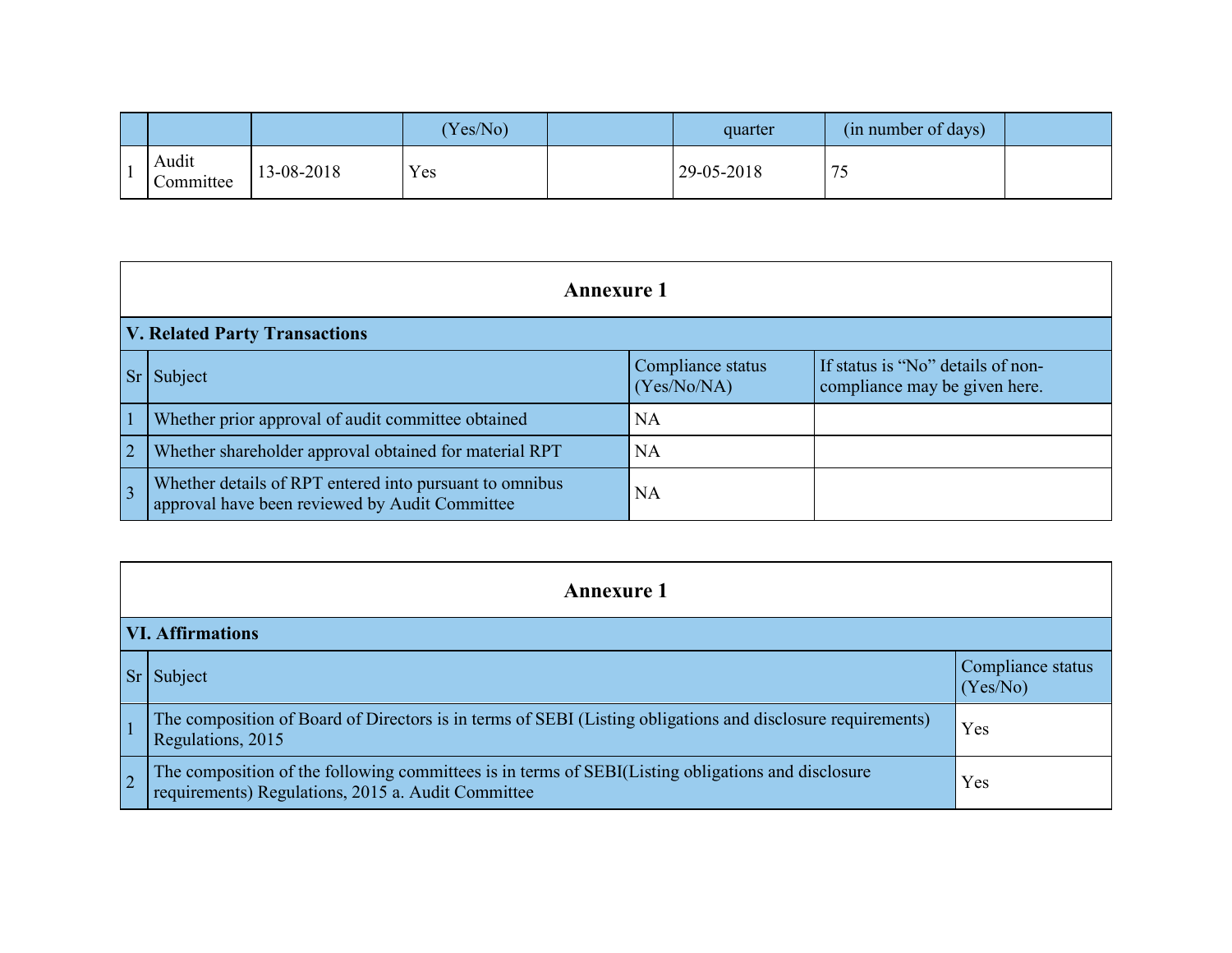| | | | (Yes/No) | | quarter | (in number of days) | |
|---|---|---|---|---|---|---|---|
| 1 | Audit Committee | 13-08-2018 | Yes | | 29-05-2018 | 75 | |

| Annexure 1 | | | |
|---|---|---|---|
| **V. Related Party Transactions** | | | |
| Sr | Subject | Compliance status (Yes/No/NA) | If status is “No” details of non-compliance may be given here. |
| 1 | Whether prior approval of audit committee obtained | NA | |
| 2 | Whether shareholder approval obtained for material RPT | NA | |
| 3 | Whether details of RPT entered into pursuant to omnibus approval have been reviewed by Audit Committee | NA | |

| Annexure 1 | | |
|---|---|---|
| **VI. Affirmations** | | |
| Sr | Subject | Compliance status (Yes/No) |
| 1 | The composition of Board of Directors is in terms of SEBI (Listing obligations and disclosure requirements) Regulations, 2015 | Yes |
| 2 | The composition of the following committees is in terms of SEBI(Listing obligations and disclosure requirements) Regulations, 2015 a. Audit Committee | Yes |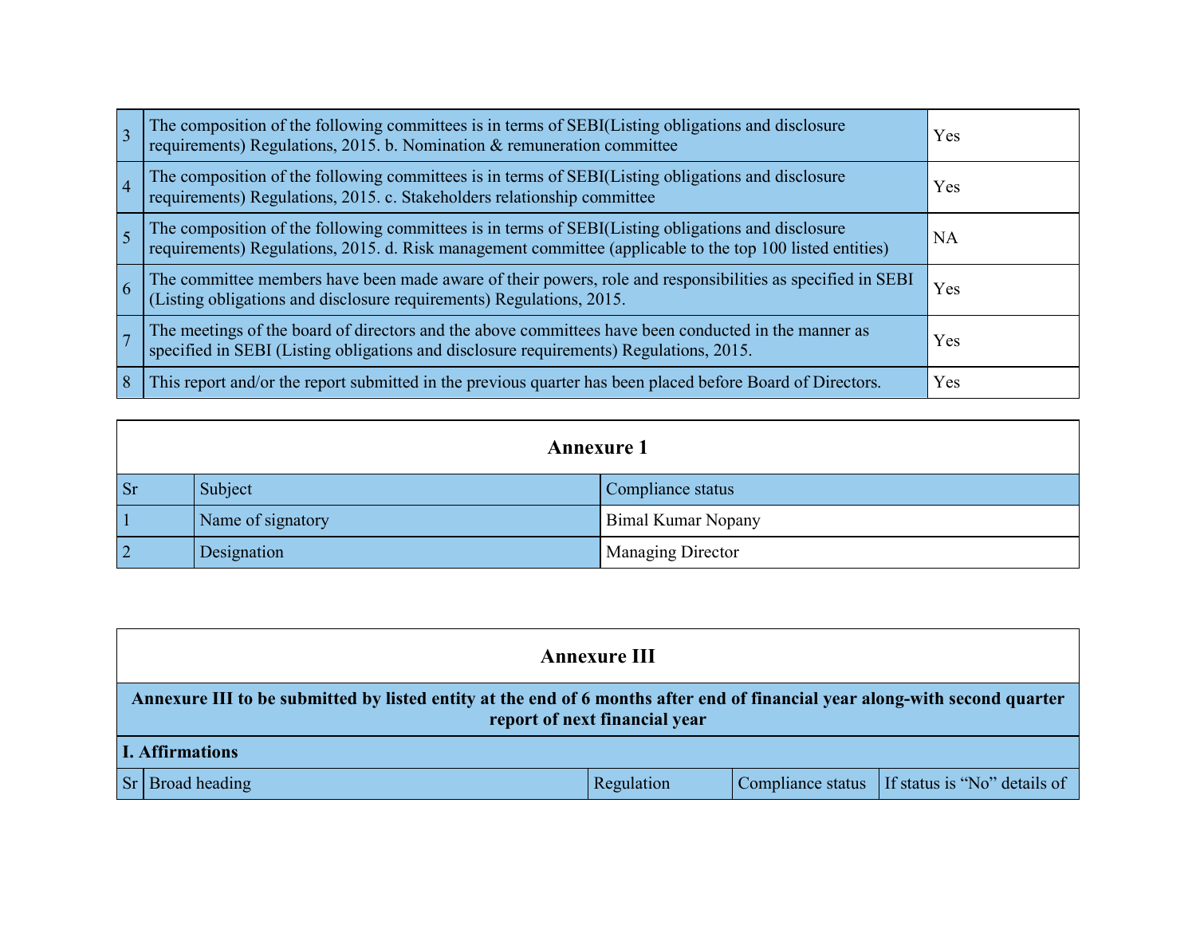| | | |
|---|---|---|
| 3 | The composition of the following committees is in terms of SEBI(Listing obligations and disclosure requirements) Regulations, 2015. b. Nomination & remuneration committee | Yes |
| 4 | The composition of the following committees is in terms of SEBI(Listing obligations and disclosure requirements) Regulations, 2015. c. Stakeholders relationship committee | Yes |
| 5 | The composition of the following committees is in terms of SEBI(Listing obligations and disclosure requirements) Regulations, 2015. d. Risk management committee (applicable to the top 100 listed entities) | NA |
| 6 | The committee members have been made aware of their powers, role and responsibilities as specified in SEBI (Listing obligations and disclosure requirements) Regulations, 2015. | Yes |
| 7 | The meetings of the board of directors and the above committees have been conducted in the manner as specified in SEBI (Listing obligations and disclosure requirements) Regulations, 2015. | Yes |
| 8 | This report and/or the report submitted in the previous quarter has been placed before Board of Directors. | Yes |

## Annexure 1

| Sr | Subject | Compliance status |
|---|---|---|
| 1 | Name of signatory | Bimal Kumar Nopany |
| 2 | Designation | Managing Director |

## Annexure III

**Annexure III to be submitted by listed entity at the end of 6 months after end of financial year along-with second quarter report of next financial year**

**I. Affirmations**

| Sr | Broad heading | Regulation | Compliance status | If status is “No” details of |
|---|---|---|---|---|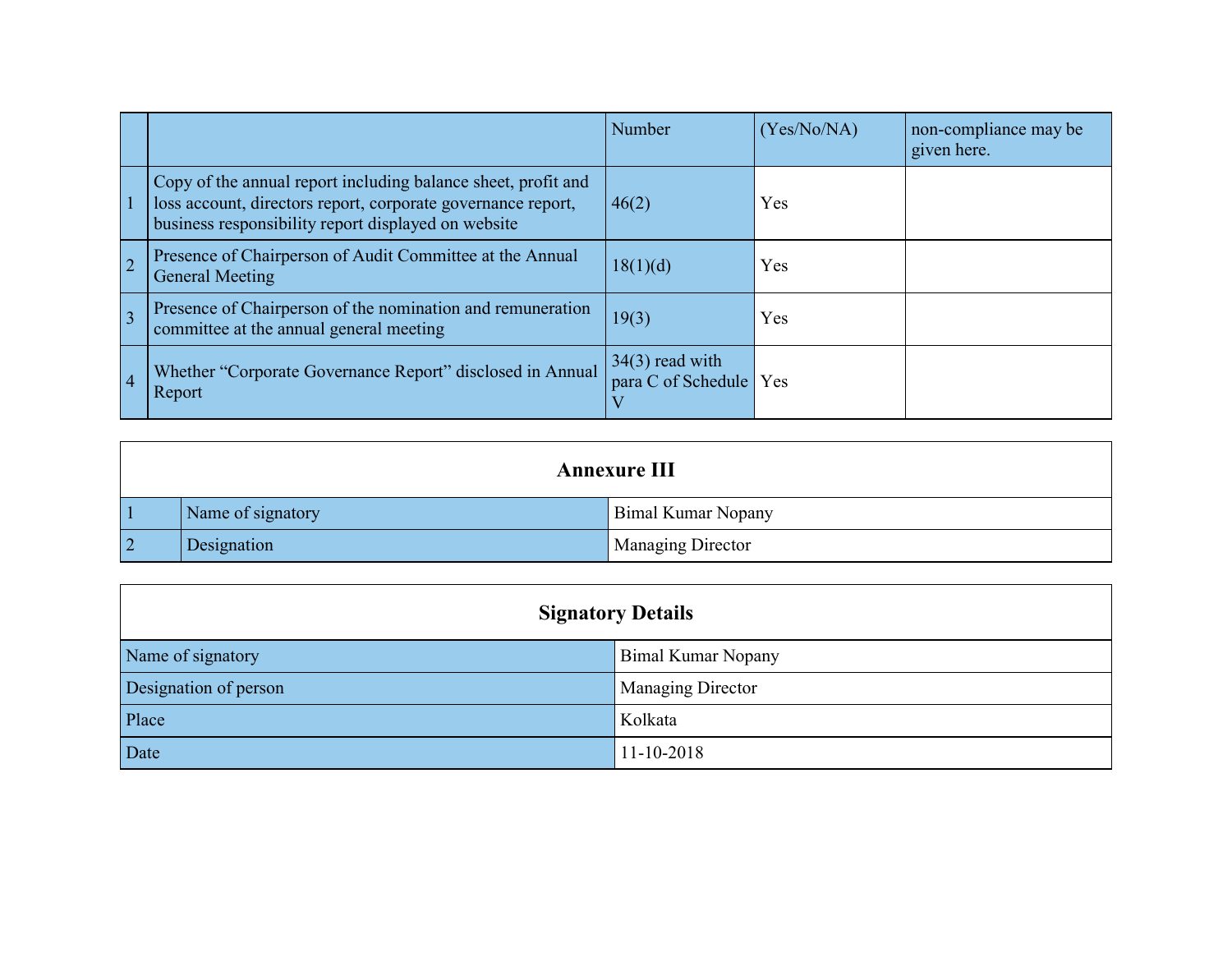| | | Number | (Yes/No/NA) | non-compliance may be given here. |
|---|---|---|---|---|
| 1 | Copy of the annual report including balance sheet, profit and loss account, directors report, corporate governance report, business responsibility report displayed on website | 46(2) | Yes | |
| 2 | Presence of Chairperson of Audit Committee at the Annual General Meeting | 18(1)(d) | Yes | |
| 3 | Presence of Chairperson of the nomination and remuneration committee at the annual general meeting | 19(3) | Yes | |
| 4 | Whether “Corporate Governance Report” disclosed in Annual Report | 34(3) read with para C of Schedule V | Yes | |

## Annexure III

| | | |
|---|---|---|
| 1 | Name of signatory | Bimal Kumar Nopany |
| 2 | Designation | Managing Director |

## Signatory Details

| | |
|---|---|
| Name of signatory | Bimal Kumar Nopany |
| Designation of person | Managing Director |
| Place | Kolkata |
| Date | 11-10-2018 |